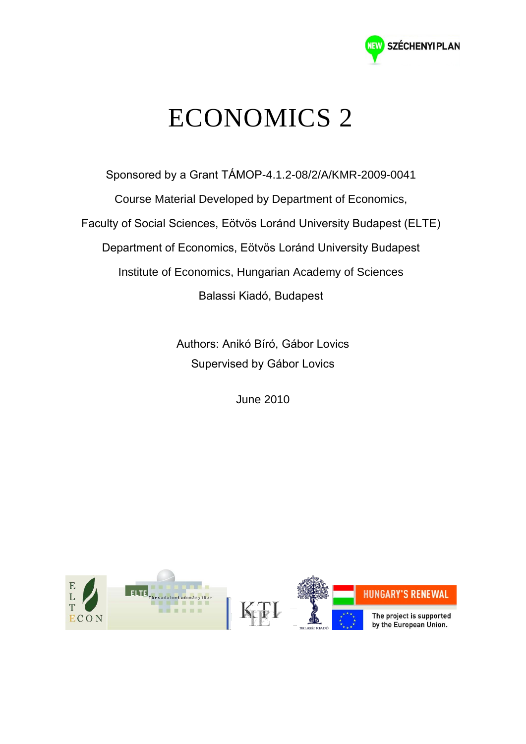# ECONOMICS 2

Sponsored by a Grant TÁMOP-4.1.2-08/2/A/KMR-2009-0041

Course Material Developed by Department of Economics,

Faculty of Social Sciences, Eötvös Loránd University Budapest (ELTE)

Department of Economics, Eötvös Loránd University Budapest

Institute of Economics, Hungarian Academy of Sciences

Balassi Kiadó, Budapest

Authors: Anikó Bíró, Gábor Lovics

Supervised by Gábor Lovics

June 2010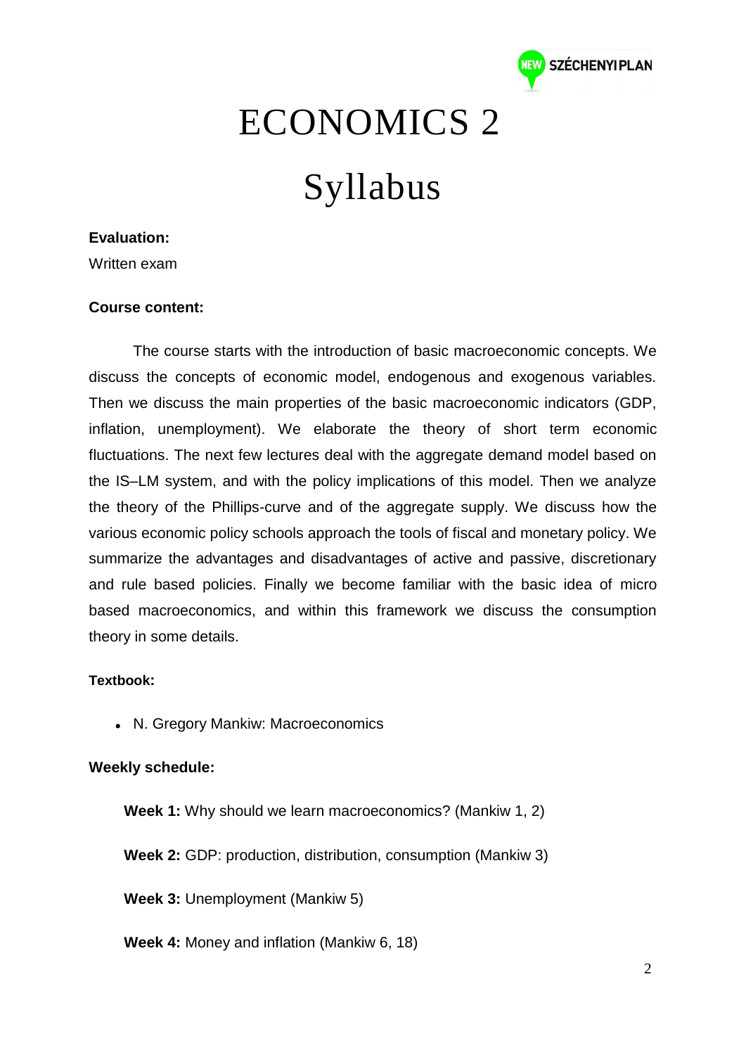# ECONOMICS 2

# Syllabus

**Evaluation:**

Written exam

**Course content:**

The course starts with the introduction of basic macroeconomic concepts. We discuss the concepts of economic model, endogenous and exogenous variables. Then we discuss the main properties of the basic macroeconomic indicators (GDP, inflation, unemployment). We elaborate the theory of short term economic fluctuations. The next few lectures deal with the aggregate demand model based on the IS–LM system, and with the policy implications of this model. Then we analyze the theory of the Phillips-curve and of the aggregate supply. We discuss how the various economic policy schools approach the tools of fiscal and monetary policy. We summarize the advantages and disadvantages of active and passive, discretionary and rule based policies. Finally we become familiar with the basic idea of micro based macroeconomics, and within this framework we discuss the consumption theory in some details.

**Textbook:**

- N. Gregory Mankiw: Macroeconomics

**Weekly schedule:**

**Week 1:** Why should we learn macroeconomics? (Mankiw 1, 2)

**Week 2:** GDP: production, distribution, consumption (Mankiw 3)

**Week 3:** Unemployment (Mankiw 5)

**Week 4:** Money and inflation (Mankiw 6, 18)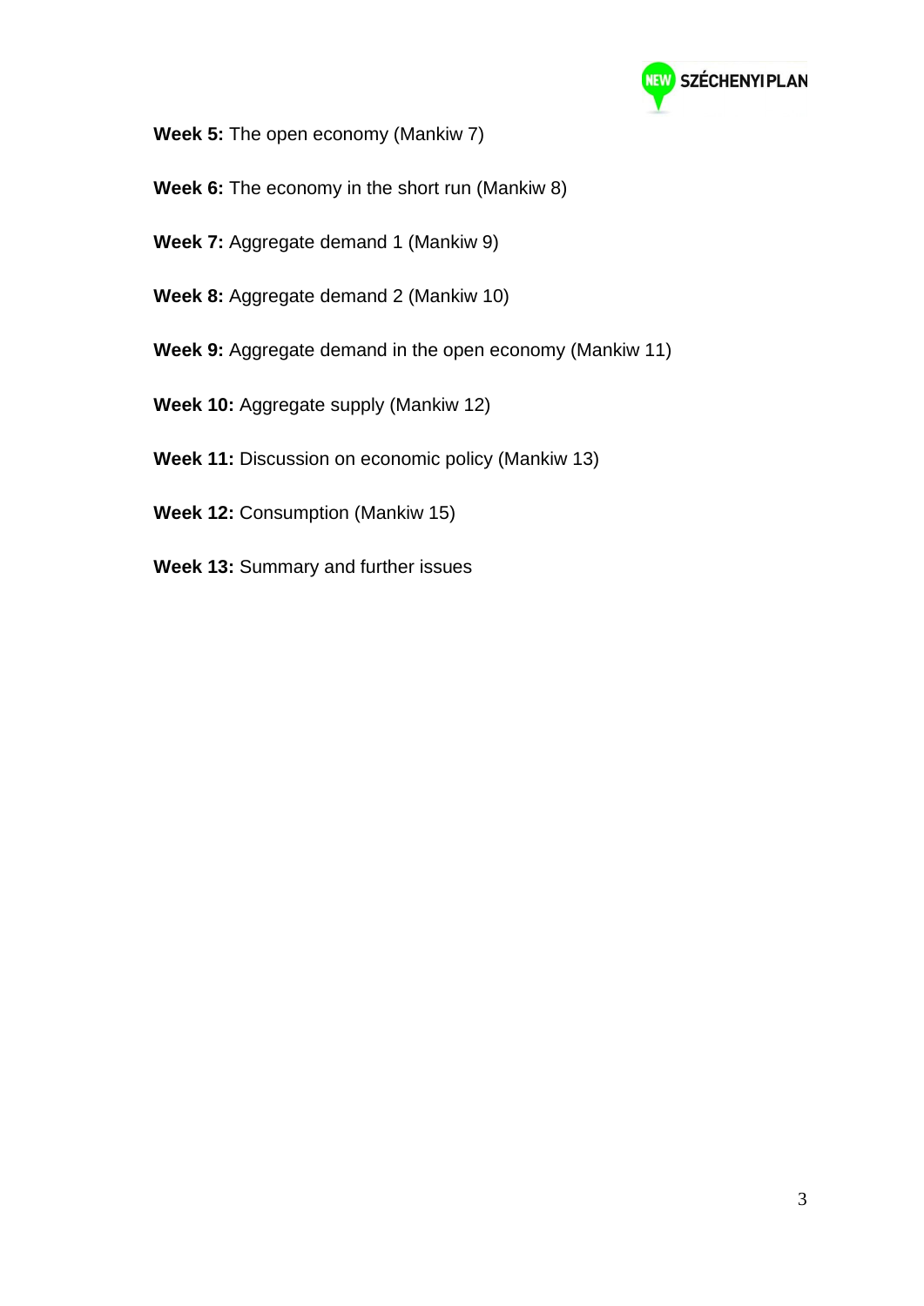**Week 5:** The open economy (Mankiw 7)

**Week 6:** The economy in the short run (Mankiw 8)

**Week 7:** Aggregate demand 1 (Mankiw 9)

**Week 8:** Aggregate demand 2 (Mankiw 10)

**Week 9:** Aggregate demand in the open economy (Mankiw 11)

**Week 10:** Aggregate supply (Mankiw 12)

**Week 11:** Discussion on economic policy (Mankiw 13)

**Week 12:** Consumption (Mankiw 15)

**Week 13:** Summary and further issues